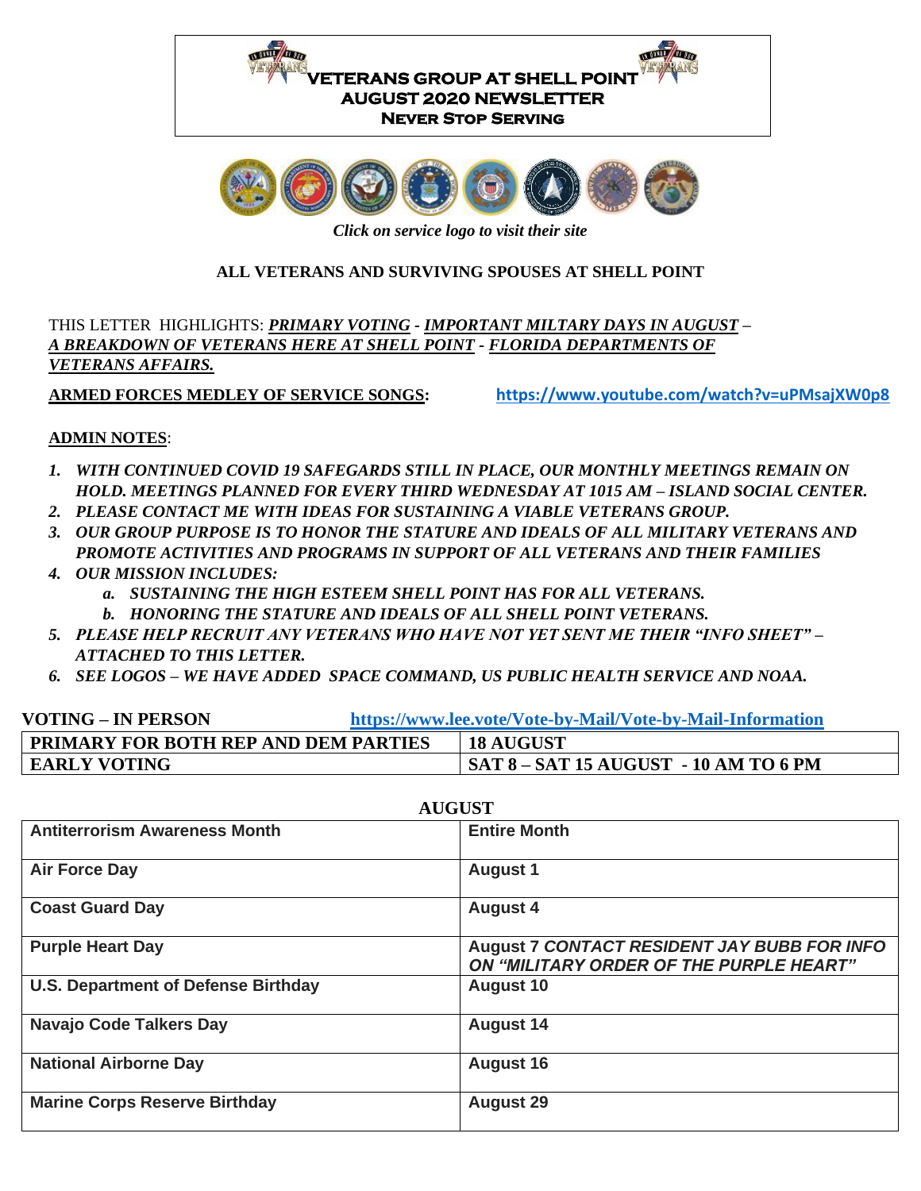# VETERANS GROUP AT SHELL POINT
## AUGUST 2020 NEWSLETTER
### Never Stop Serving

*Click on service logo to visit their site*

**ALL VETERANS AND SURVIVING SPOUSES AT SHELL POINT**

THIS LETTER HIGHLIGHTS: ***PRIMARY VOTING*** - ***IMPORTANT MILTARY DAYS IN AUGUST*** – ***A BREAKDOWN OF VETERANS HERE AT SHELL POINT*** - ***FLORIDA DEPARTMENTS OF VETERANS AFFAIRS.***

**ARMED FORCES MEDLEY OF SERVICE SONGS:** https://www.youtube.com/watch?v=uPMsajXW0p8

**ADMIN NOTES**:

1. *WITH CONTINUED COVID 19 SAFEGARDS STILL IN PLACE, OUR MONTHLY MEETINGS REMAIN ON HOLD. MEETINGS PLANNED FOR EVERY THIRD WEDNESDAY AT 1015 AM – ISLAND SOCIAL CENTER.*
2. *PLEASE CONTACT ME WITH IDEAS FOR SUSTAINING A VIABLE VETERANS GROUP.*
3. *OUR GROUP PURPOSE IS TO HONOR THE STATURE AND IDEALS OF ALL MILITARY VETERANS AND PROMOTE ACTIVITIES AND PROGRAMS IN SUPPORT OF ALL VETERANS AND THEIR FAMILIES*
4. *OUR MISSION INCLUDES:*
   a. *SUSTAINING THE HIGH ESTEEM SHELL POINT HAS FOR ALL VETERANS.*
   b. *HONORING THE STATURE AND IDEALS OF ALL SHELL POINT VETERANS.*
5. *PLEASE HELP RECRUIT ANY VETERANS WHO HAVE NOT YET SENT ME THEIR "INFO SHEET" – ATTACHED TO THIS LETTER.*
6. *SEE LOGOS – WE HAVE ADDED SPACE COMMAND, US PUBLIC HEALTH SERVICE AND NOAA.*

**VOTING – IN PERSON** https://www.lee.vote/Vote-by-Mail/Vote-by-Mail-Information

| PRIMARY FOR BOTH REP AND DEM PARTIES | 18 AUGUST |
|---|---|
| EARLY VOTING | SAT 8 – SAT 15 AUGUST - 10 AM TO 6 PM |

**AUGUST**

| Antiterrorism Awareness Month | Entire Month |
|---|---|
| Air Force Day | August 1 |
| Coast Guard Day | August 4 |
| Purple Heart Day | August 7 *CONTACT RESIDENT JAY BUBB FOR INFO ON "MILITARY ORDER OF THE PURPLE HEART"* |
| U.S. Department of Defense Birthday | August 10 |
| Navajo Code Talkers Day | August 14 |
| National Airborne Day | August 16 |
| Marine Corps Reserve Birthday | August 29 |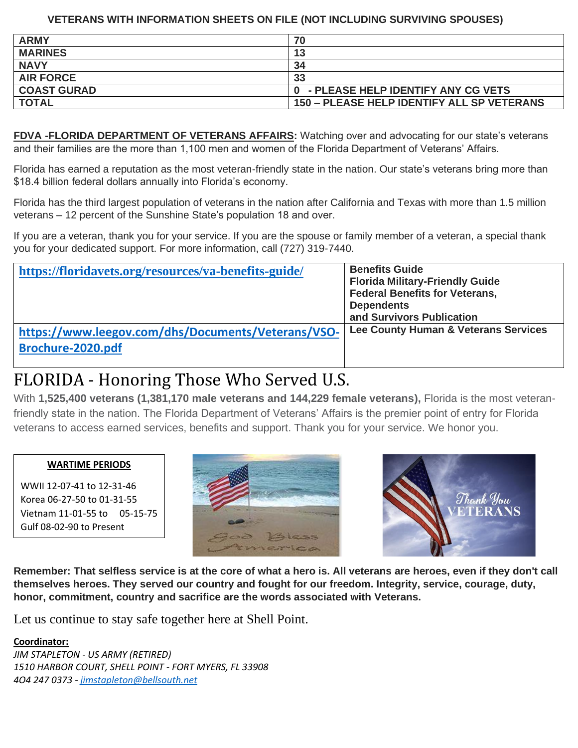**VETERANS WITH INFORMATION SHEETS ON FILE (NOT INCLUDING SURVIVING SPOUSES)**

| | |
|---|---|
| **ARMY** | **70** |
| **MARINES** | **13** |
| **NAVY** | **34** |
| **AIR FORCE** | **33** |
| **COAST GURAD** | **0 - PLEASE HELP IDENTIFY ANY CG VETS** |
| **TOTAL** | **150 – PLEASE HELP IDENTIFY ALL SP VETERANS** |

**FDVA -FLORIDA DEPARTMENT OF VETERANS AFFAIRS:** Watching over and advocating for our state's veterans and their families are the more than 1,100 men and women of the Florida Department of Veterans' Affairs.

Florida has earned a reputation as the most veteran-friendly state in the nation. Our state's veterans bring more than $18.4 billion federal dollars annually into Florida's economy.

Florida has the third largest population of veterans in the nation after California and Texas with more than 1.5 million veterans – 12 percent of the Sunshine State's population 18 and over.

If you are a veteran, thank you for your service. If you are the spouse or family member of a veteran, a special thank you for your dedicated support. For more information, call (727) 319-7440.

| | |
|---|---|
| https://floridavets.org/resources/va-benefits-guide/ | **Benefits Guide**<br>**Florida Military-Friendly Guide**<br>**Federal Benefits for Veterans, Dependents and Survivors Publication** |
| https://www.leegov.com/dhs/Documents/Veterans/VSO-Brochure-2020.pdf | **Lee County Human & Veterans Services** |

# FLORIDA - Honoring Those Who Served U.S.

With **1,525,400 veterans (1,381,170 male veterans and 144,229 female veterans),** Florida is the most veteran-friendly state in the nation. The Florida Department of Veterans' Affairs is the premier point of entry for Florida veterans to access earned services, benefits and support. Thank you for your service. We honor you.

**WARTIME PERIODS**

WWII 12-07-41 to 12-31-46
Korea 06-27-50 to 01-31-55
Vietnam 11-01-55 to 05-15-75
Gulf 08-02-90 to Present

**Remember: That selfless service is at the core of what a hero is. All veterans are heroes, even if they don't call themselves heroes. They served our country and fought for our freedom. Integrity, service, courage, duty, honor, commitment, country and sacrifice are the words associated with Veterans.**

Let us continue to stay safe together here at Shell Point.

**Coordinator:**

*JIM STAPLETON - US ARMY (RETIRED)*
*1510 HARBOR COURT, SHELL POINT - FORT MYERS, FL 33908*
*4O4 247 0373 - jimstapleton@bellsouth.net*